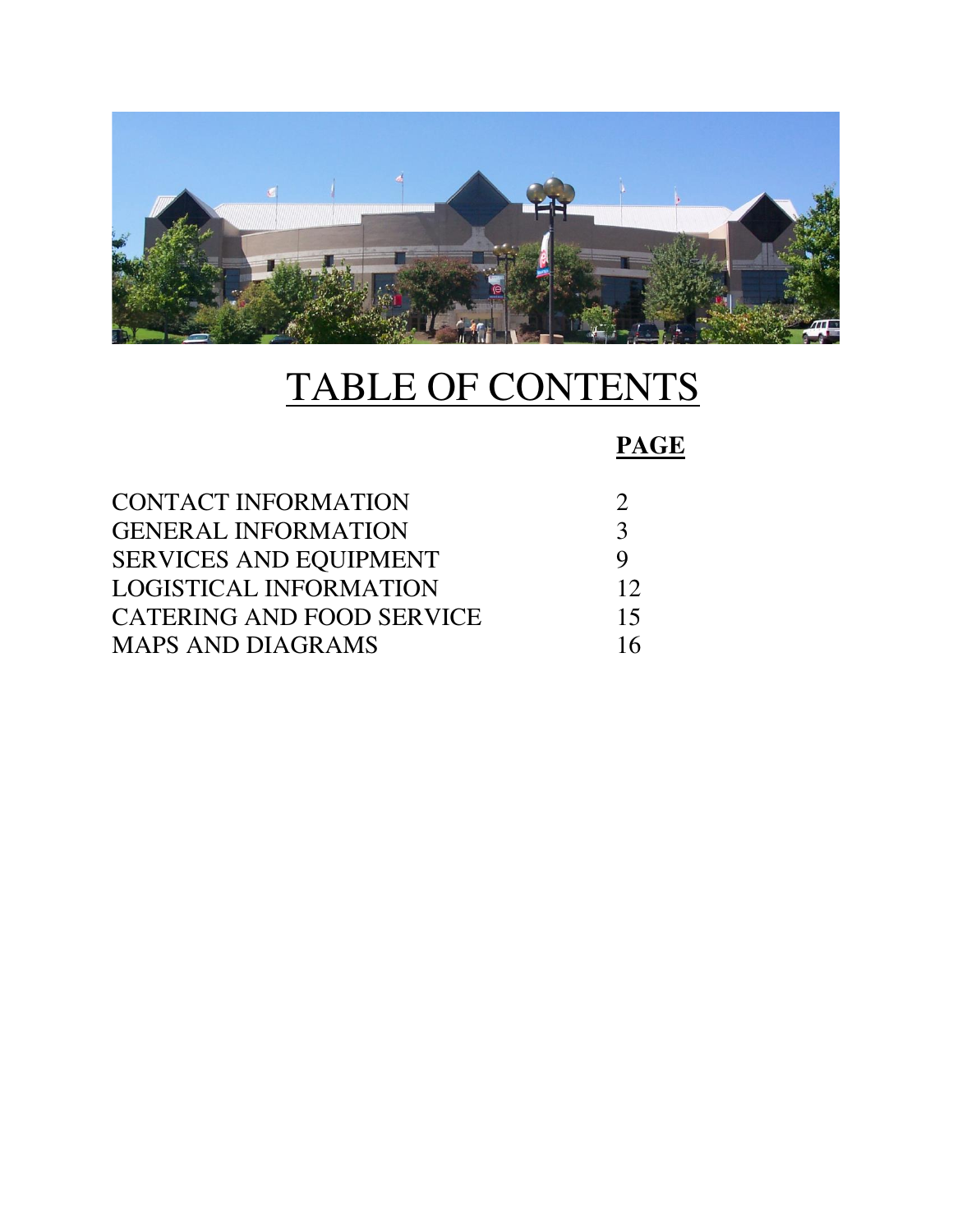# TABLE OF CONTENTS

| | PAGE |
|---|---|
| CONTACT INFORMATION | 2 |
| GENERAL INFORMATION | 3 |
| SERVICES AND EQUIPMENT | 9 |
| LOGISTICAL INFORMATION | 12 |
| CATERING AND FOOD SERVICE | 15 |
| MAPS AND DIAGRAMS | 16 |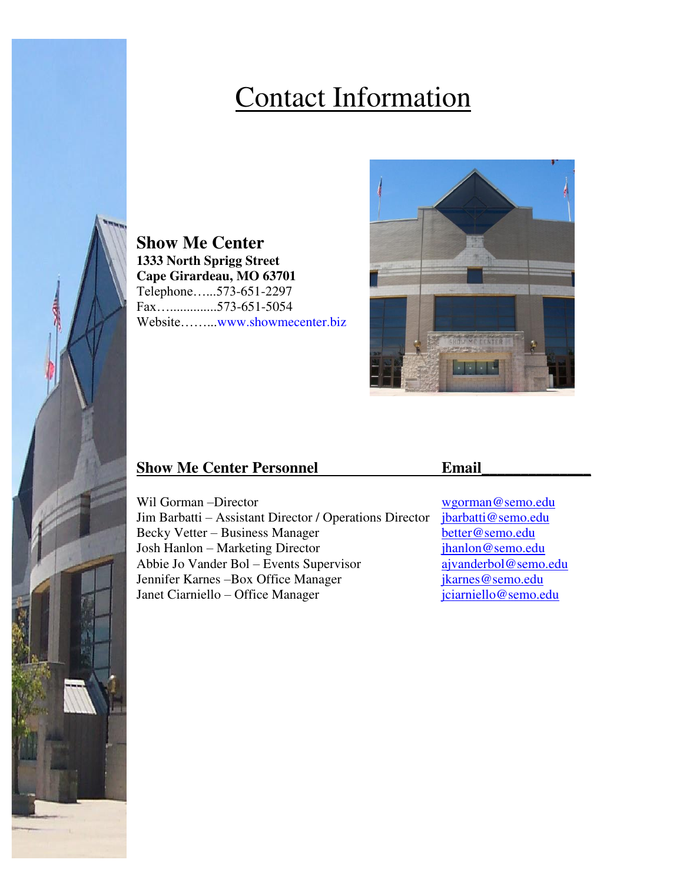# Contact Information

**Show Me Center**
**1333 North Sprigg Street**
**Cape Girardeau, MO 63701**
Telephone…...573-651-2297
Fax…..............573-651-5054
Website……...www.showmecenter.biz

| Show Me Center Personnel | Email |
|---|---|
| Wil Gorman –Director | wgorman@semo.edu |
| Jim Barbatti – Assistant Director / Operations Director | jbarbatti@semo.edu |
| Becky Vetter – Business Manager | better@semo.edu |
| Josh Hanlon – Marketing Director | jhanlon@semo.edu |
| Abbie Jo Vander Bol – Events Supervisor | ajvanderbol@semo.edu |
| Jennifer Karnes –Box Office Manager | jkarnes@semo.edu |
| Janet Ciarniello – Office Manager | jciarniello@semo.edu |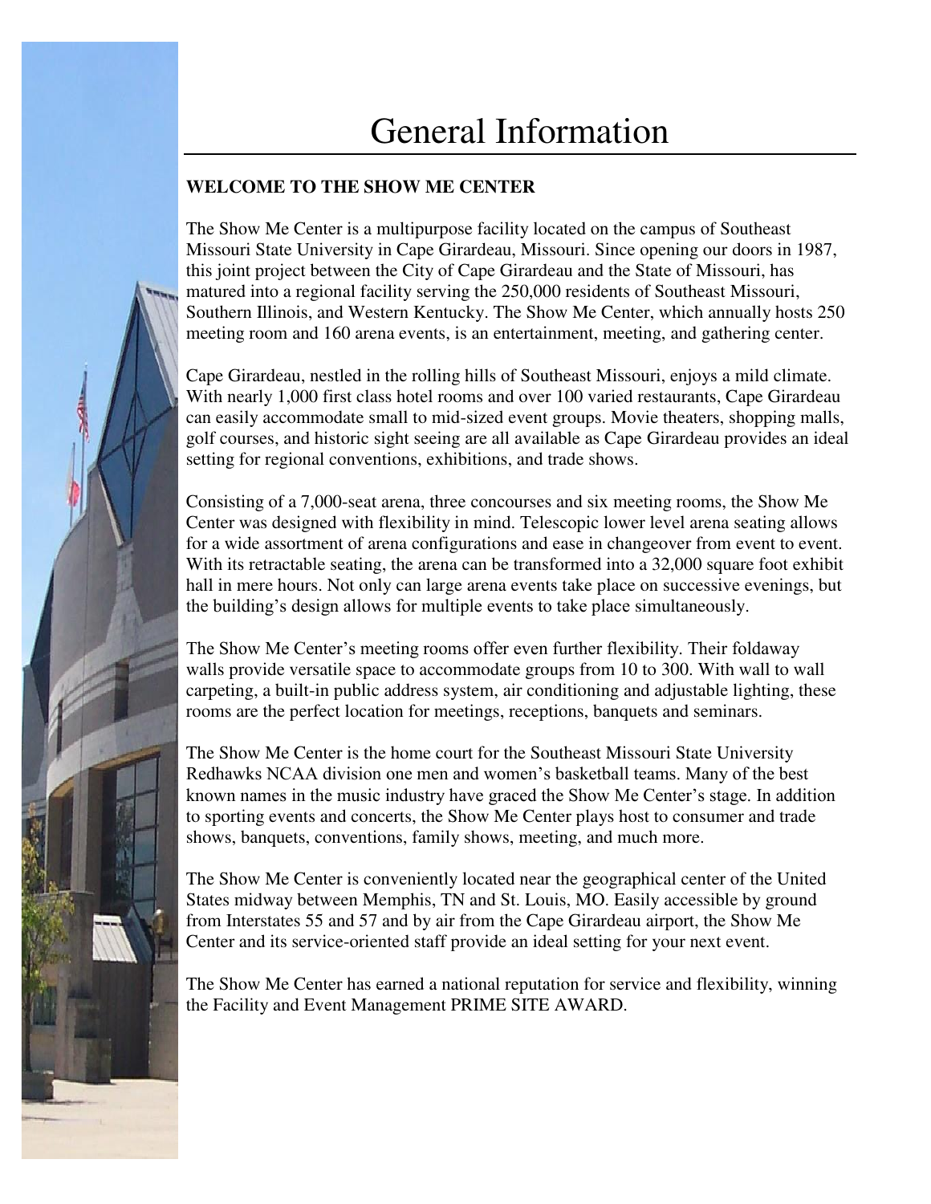# General Information

**WELCOME TO THE SHOW ME CENTER**

The Show Me Center is a multipurpose facility located on the campus of Southeast Missouri State University in Cape Girardeau, Missouri. Since opening our doors in 1987, this joint project between the City of Cape Girardeau and the State of Missouri, has matured into a regional facility serving the 250,000 residents of Southeast Missouri, Southern Illinois, and Western Kentucky. The Show Me Center, which annually hosts 250 meeting room and 160 arena events, is an entertainment, meeting, and gathering center.

Cape Girardeau, nestled in the rolling hills of Southeast Missouri, enjoys a mild climate. With nearly 1,000 first class hotel rooms and over 100 varied restaurants, Cape Girardeau can easily accommodate small to mid-sized event groups. Movie theaters, shopping malls, golf courses, and historic sight seeing are all available as Cape Girardeau provides an ideal setting for regional conventions, exhibitions, and trade shows.

Consisting of a 7,000-seat arena, three concourses and six meeting rooms, the Show Me Center was designed with flexibility in mind. Telescopic lower level arena seating allows for a wide assortment of arena configurations and ease in changeover from event to event. With its retractable seating, the arena can be transformed into a 32,000 square foot exhibit hall in mere hours. Not only can large arena events take place on successive evenings, but the building's design allows for multiple events to take place simultaneously.

The Show Me Center's meeting rooms offer even further flexibility. Their foldaway walls provide versatile space to accommodate groups from 10 to 300. With wall to wall carpeting, a built-in public address system, air conditioning and adjustable lighting, these rooms are the perfect location for meetings, receptions, banquets and seminars.

The Show Me Center is the home court for the Southeast Missouri State University Redhawks NCAA division one men and women's basketball teams. Many of the best known names in the music industry have graced the Show Me Center's stage. In addition to sporting events and concerts, the Show Me Center plays host to consumer and trade shows, banquets, conventions, family shows, meeting, and much more.

The Show Me Center is conveniently located near the geographical center of the United States midway between Memphis, TN and St. Louis, MO. Easily accessible by ground from Interstates 55 and 57 and by air from the Cape Girardeau airport, the Show Me Center and its service-oriented staff provide an ideal setting for your next event.

The Show Me Center has earned a national reputation for service and flexibility, winning the Facility and Event Management PRIME SITE AWARD.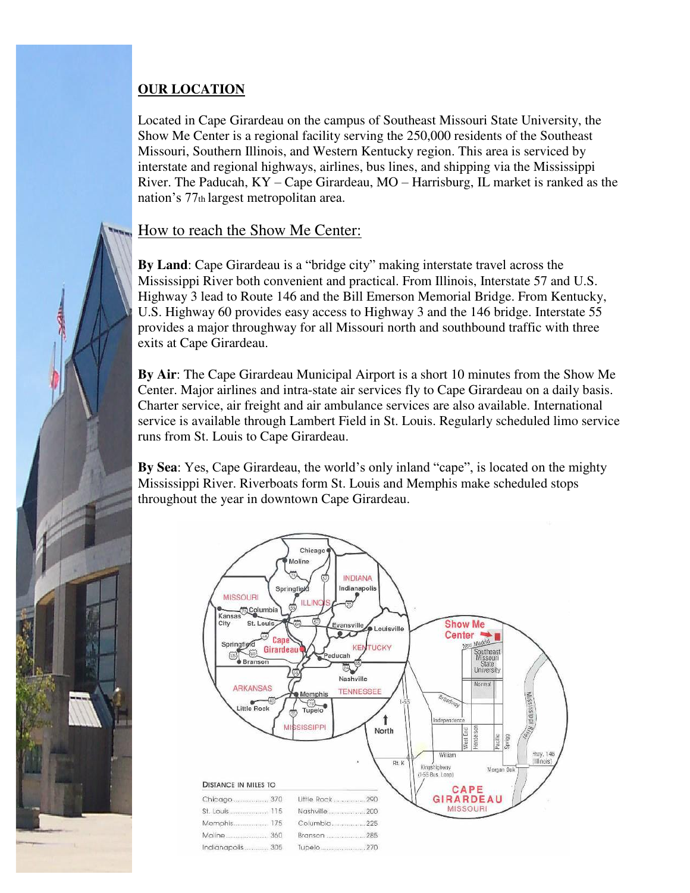## OUR LOCATION

Located in Cape Girardeau on the campus of Southeast Missouri State University, the Show Me Center is a regional facility serving the 250,000 residents of the Southeast Missouri, Southern Illinois, and Western Kentucky region. This area is serviced by interstate and regional highways, airlines, bus lines, and shipping via the Mississippi River. The Paducah, KY – Cape Girardeau, MO – Harrisburg, IL market is ranked as the nation's 77th largest metropolitan area.

## How to reach the Show Me Center:

**By Land**: Cape Girardeau is a "bridge city" making interstate travel across the Mississippi River both convenient and practical. From Illinois, Interstate 57 and U.S. Highway 3 lead to Route 146 and the Bill Emerson Memorial Bridge. From Kentucky, U.S. Highway 60 provides easy access to Highway 3 and the 146 bridge. Interstate 55 provides a major throughway for all Missouri north and southbound traffic with three exits at Cape Girardeau.

**By Air**: The Cape Girardeau Municipal Airport is a short 10 minutes from the Show Me Center. Major airlines and intra-state air services fly to Cape Girardeau on a daily basis. Charter service, air freight and air ambulance services are also available. International service is available through Lambert Field in St. Louis. Regularly scheduled limo service runs from St. Louis to Cape Girardeau.

**By Sea**: Yes, Cape Girardeau, the world's only inland "cape", is located on the mighty Mississippi River. Riverboats form St. Louis and Memphis make scheduled stops throughout the year in downtown Cape Girardeau.

DISTANCE IN MILES TO

| | | | |
|---|---|---|---|
| Chicago | 370 | Little Rock | 290 |
| St. Louis | 115 | Nashville | 200 |
| Memphis | 175 | Columbia | 225 |
| Moline | 360 | Branson | 285 |
| Indianapolis | 305 | Tupelo | 270 |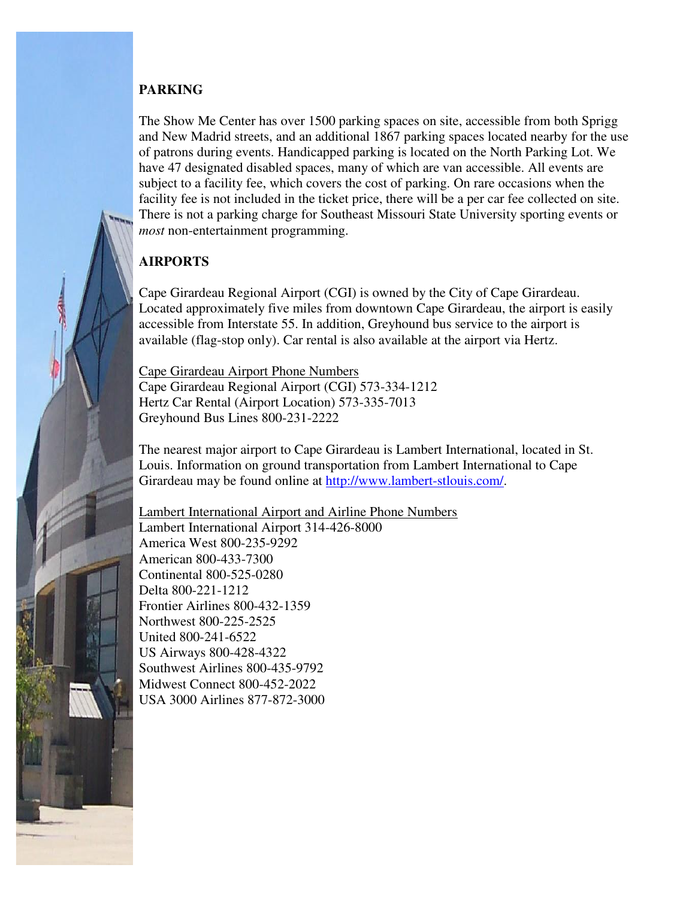## PARKING

The Show Me Center has over 1500 parking spaces on site, accessible from both Sprigg and New Madrid streets, and an additional 1867 parking spaces located nearby for the use of patrons during events. Handicapped parking is located on the North Parking Lot. We have 47 designated disabled spaces, many of which are van accessible. All events are subject to a facility fee, which covers the cost of parking. On rare occasions when the facility fee is not included in the ticket price, there will be a per car fee collected on site. There is not a parking charge for Southeast Missouri State University sporting events or *most* non-entertainment programming.

## AIRPORTS

Cape Girardeau Regional Airport (CGI) is owned by the City of Cape Girardeau. Located approximately five miles from downtown Cape Girardeau, the airport is easily accessible from Interstate 55. In addition, Greyhound bus service to the airport is available (flag-stop only). Car rental is also available at the airport via Hertz.

<u>Cape Girardeau Airport Phone Numbers</u>
Cape Girardeau Regional Airport (CGI) 573-334-1212
Hertz Car Rental (Airport Location) 573-335-7013
Greyhound Bus Lines 800-231-2222

The nearest major airport to Cape Girardeau is Lambert International, located in St. Louis. Information on ground transportation from Lambert International to Cape Girardeau may be found online at http://www.lambert-stlouis.com/.

<u>Lambert International Airport and Airline Phone Numbers</u>
Lambert International Airport 314-426-8000
America West 800-235-9292
American 800-433-7300
Continental 800-525-0280
Delta 800-221-1212
Frontier Airlines 800-432-1359
Northwest 800-225-2525
United 800-241-6522
US Airways 800-428-4322
Southwest Airlines 800-435-9792
Midwest Connect 800-452-2022
USA 3000 Airlines 877-872-3000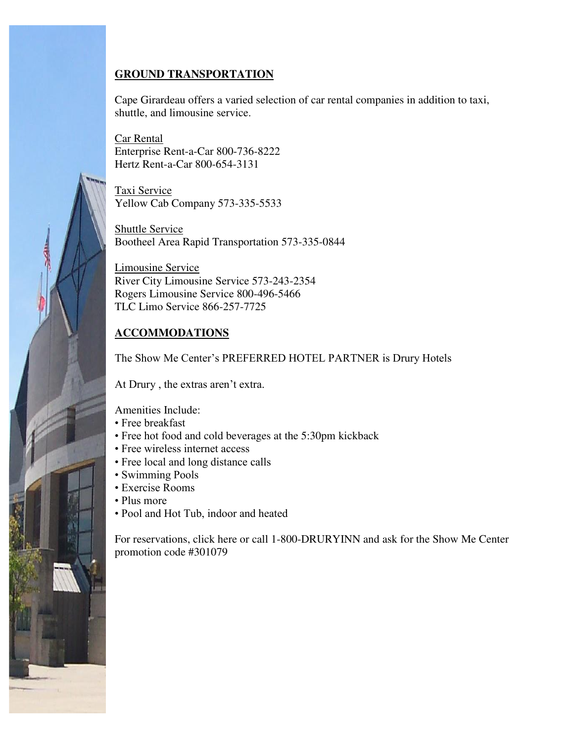## GROUND TRANSPORTATION

Cape Girardeau offers a varied selection of car rental companies in addition to taxi, shuttle, and limousine service.

Car Rental
Enterprise Rent-a-Car 800-736-8222
Hertz Rent-a-Car 800-654-3131

Taxi Service
Yellow Cab Company 573-335-5533

Shuttle Service
Bootheel Area Rapid Transportation 573-335-0844

Limousine Service
River City Limousine Service 573-243-2354
Rogers Limousine Service 800-496-5466
TLC Limo Service 866-257-7725

## ACCOMMODATIONS

The Show Me Center's PREFERRED HOTEL PARTNER is Drury Hotels

At Drury , the extras aren't extra.

Amenities Include:

- Free breakfast
- Free hot food and cold beverages at the 5:30pm kickback
- Free wireless internet access
- Free local and long distance calls
- Swimming Pools
- Exercise Rooms
- Plus more
- Pool and Hot Tub, indoor and heated

For reservations, click here or call 1-800-DRURYINN and ask for the Show Me Center promotion code #301079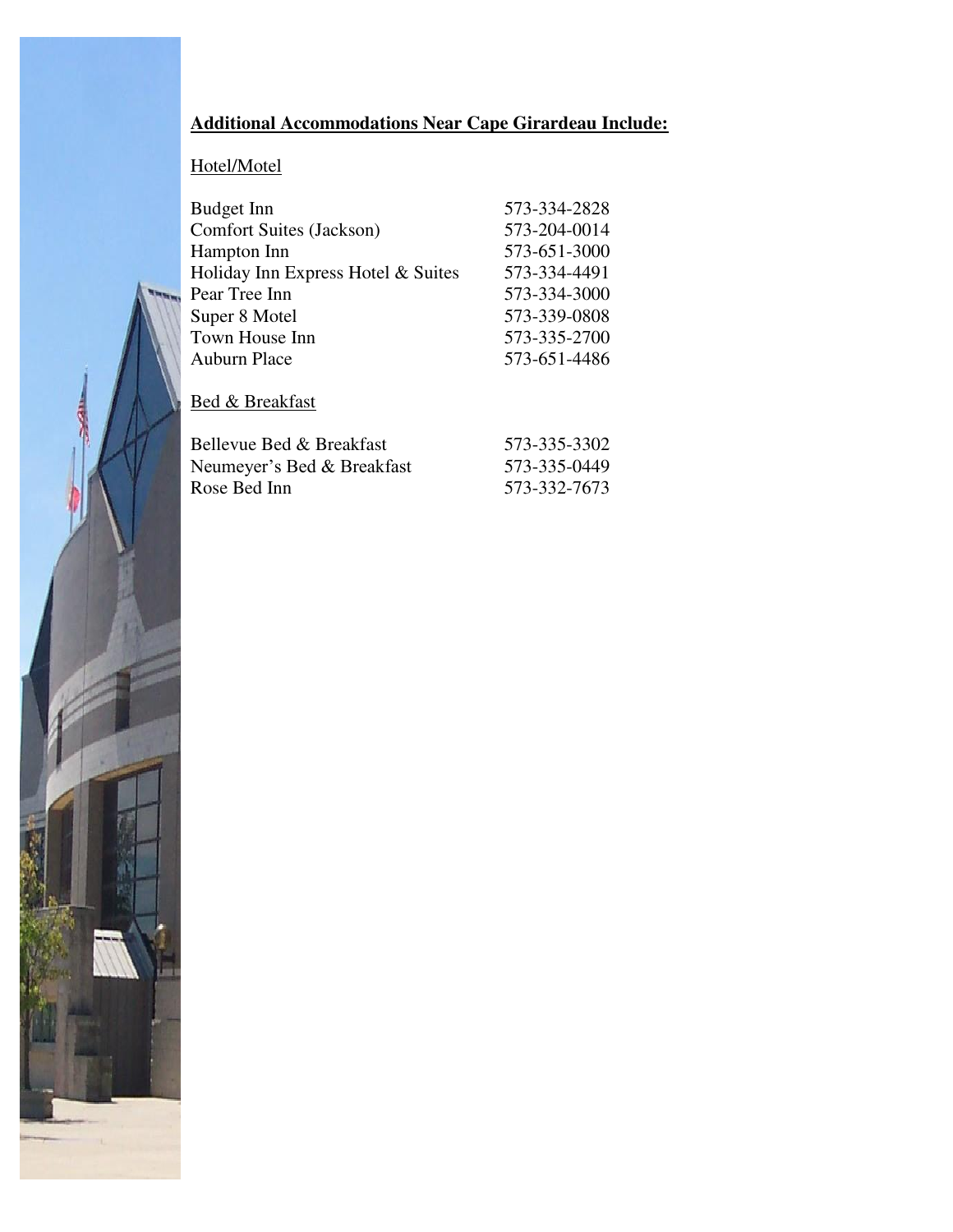**<u>Additional Accommodations Near Cape Girardeau Include:</u>**

<u>Hotel/Motel</u>

| | |
|---|---|
| Budget Inn | 573-334-2828 |
| Comfort Suites (Jackson) | 573-204-0014 |
| Hampton Inn | 573-651-3000 |
| Holiday Inn Express Hotel & Suites | 573-334-4491 |
| Pear Tree Inn | 573-334-3000 |
| Super 8 Motel | 573-339-0808 |
| Town House Inn | 573-335-2700 |
| Auburn Place | 573-651-4486 |

<u>Bed & Breakfast</u>

| | |
|---|---|
| Bellevue Bed & Breakfast | 573-335-3302 |
| Neumeyer's Bed & Breakfast | 573-335-0449 |
| Rose Bed Inn | 573-332-7673 |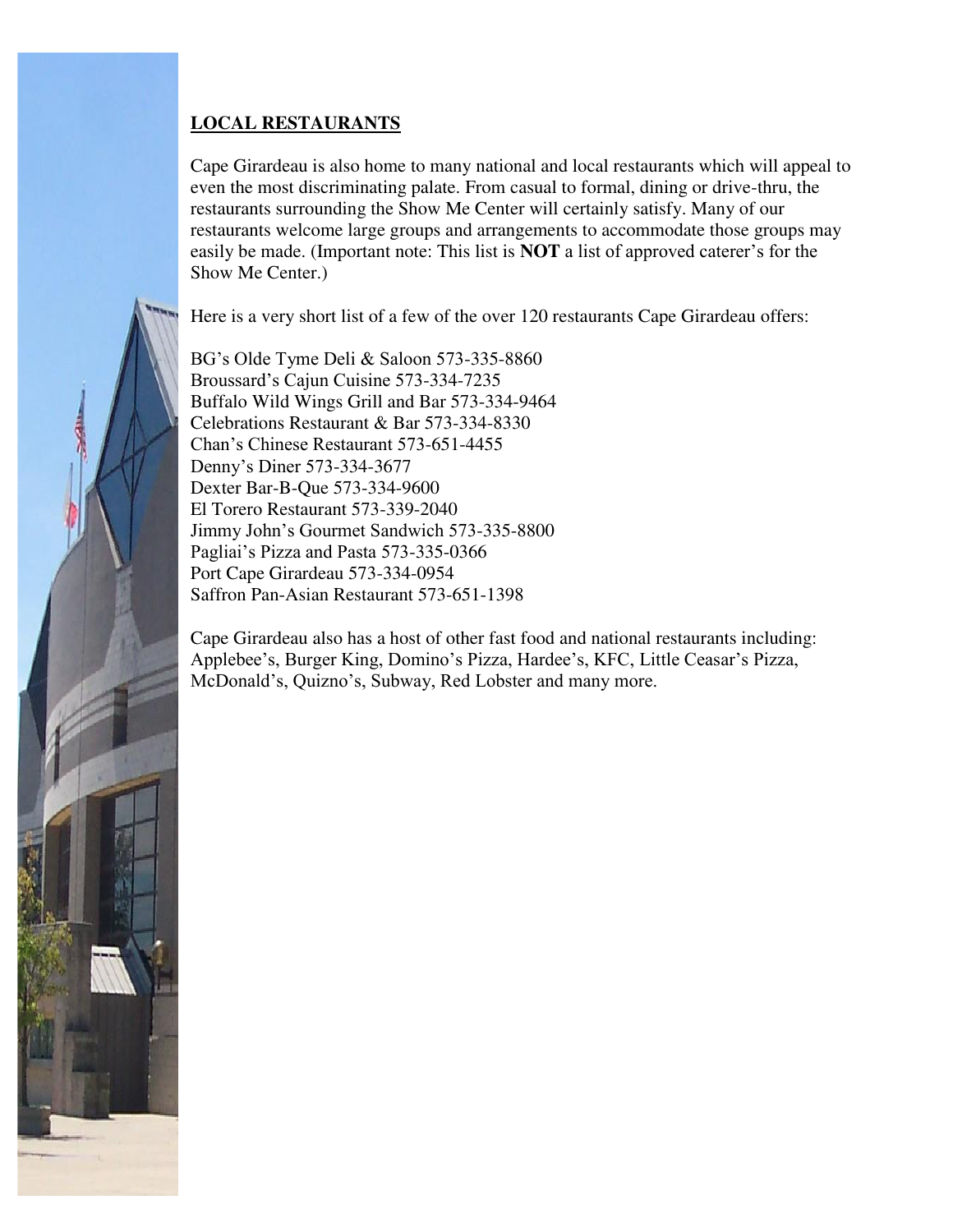## LOCAL RESTAURANTS

Cape Girardeau is also home to many national and local restaurants which will appeal to even the most discriminating palate. From casual to formal, dining or drive-thru, the restaurants surrounding the Show Me Center will certainly satisfy. Many of our restaurants welcome large groups and arrangements to accommodate those groups may easily be made. (Important note: This list is **NOT** a list of approved caterer's for the Show Me Center.)

Here is a very short list of a few of the over 120 restaurants Cape Girardeau offers:

BG's Olde Tyme Deli & Saloon 573-335-8860
Broussard's Cajun Cuisine 573-334-7235
Buffalo Wild Wings Grill and Bar 573-334-9464
Celebrations Restaurant & Bar 573-334-8330
Chan's Chinese Restaurant 573-651-4455
Denny's Diner 573-334-3677
Dexter Bar-B-Que 573-334-9600
El Torero Restaurant 573-339-2040
Jimmy John's Gourmet Sandwich 573-335-8800
Pagliai's Pizza and Pasta 573-335-0366
Port Cape Girardeau 573-334-0954
Saffron Pan-Asian Restaurant 573-651-1398

Cape Girardeau also has a host of other fast food and national restaurants including: Applebee's, Burger King, Domino's Pizza, Hardee's, KFC, Little Ceasar's Pizza, McDonald's, Quizno's, Subway, Red Lobster and many more.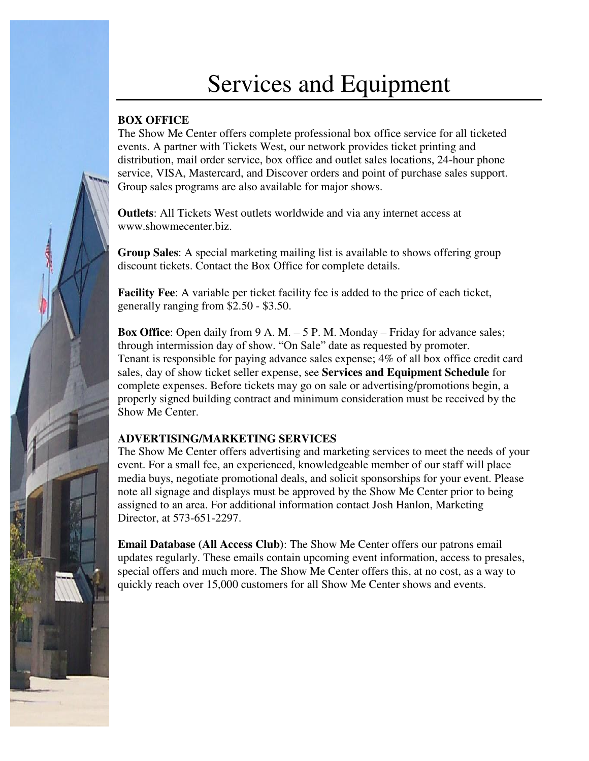# Services and Equipment

## BOX OFFICE

The Show Me Center offers complete professional box office service for all ticketed events. A partner with Tickets West, our network provides ticket printing and distribution, mail order service, box office and outlet sales locations, 24-hour phone service, VISA, Mastercard, and Discover orders and point of purchase sales support. Group sales programs are also available for major shows.

**Outlets**: All Tickets West outlets worldwide and via any internet access at www.showmecenter.biz.

**Group Sales**: A special marketing mailing list is available to shows offering group discount tickets. Contact the Box Office for complete details.

**Facility Fee**: A variable per ticket facility fee is added to the price of each ticket, generally ranging from $2.50 - $3.50.

**Box Office**: Open daily from 9 A. M. – 5 P. M. Monday – Friday for advance sales; through intermission day of show. "On Sale" date as requested by promoter. Tenant is responsible for paying advance sales expense; 4% of all box office credit card sales, day of show ticket seller expense, see **Services and Equipment Schedule** for complete expenses. Before tickets may go on sale or advertising/promotions begin, a properly signed building contract and minimum consideration must be received by the Show Me Center.

## ADVERTISING/MARKETING SERVICES

The Show Me Center offers advertising and marketing services to meet the needs of your event. For a small fee, an experienced, knowledgeable member of our staff will place media buys, negotiate promotional deals, and solicit sponsorships for your event. Please note all signage and displays must be approved by the Show Me Center prior to being assigned to an area. For additional information contact Josh Hanlon, Marketing Director, at 573-651-2297.

**Email Database (All Access Club)**: The Show Me Center offers our patrons email updates regularly. These emails contain upcoming event information, access to presales, special offers and much more. The Show Me Center offers this, at no cost, as a way to quickly reach over 15,000 customers for all Show Me Center shows and events.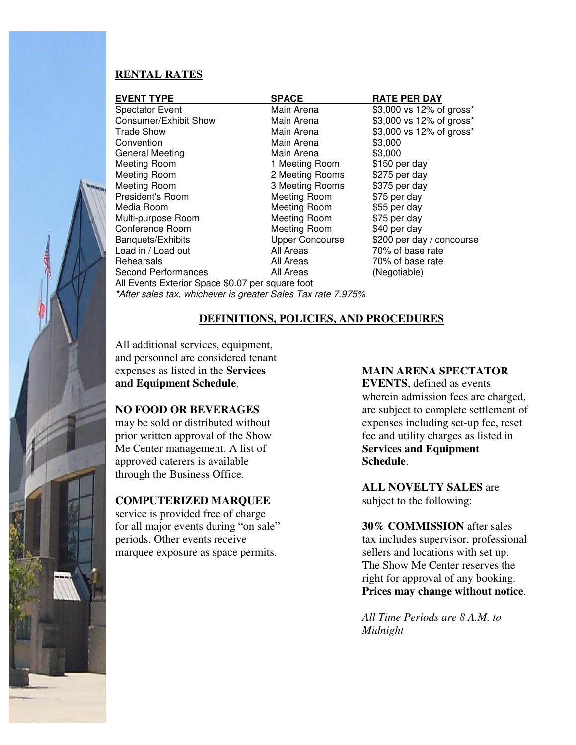## RENTAL RATES

| EVENT TYPE | SPACE | RATE PER DAY |
| --- | --- | --- |
| Spectator Event | Main Arena | $3,000 vs 12% of gross* |
| Consumer/Exhibit Show | Main Arena | $3,000 vs 12% of gross* |
| Trade Show | Main Arena | $3,000 vs 12% of gross* |
| Convention | Main Arena | $3,000 |
| General Meeting | Main Arena | $3,000 |
| Meeting Room | 1 Meeting Room | $150 per day |
| Meeting Room | 2 Meeting Rooms | $275 per day |
| Meeting Room | 3 Meeting Rooms | $375 per day |
| President's Room | Meeting Room | $75 per day |
| Media Room | Meeting Room | $55 per day |
| Multi-purpose Room | Meeting Room | $75 per day |
| Conference Room | Meeting Room | $40 per day |
| Banquets/Exhibits | Upper Concourse | $200 per day / concourse |
| Load in / Load out | All Areas | 70% of base rate |
| Rehearsals | All Areas | 70% of base rate |
| Second Performances | All Areas | (Negotiable) |

All Events Exterior Space $0.07 per square foot

*\*After sales tax, whichever is greater Sales Tax rate 7.975%*

## DEFINITIONS, POLICIES, AND PROCEDURES

All additional services, equipment, and personnel are considered tenant expenses as listed in the **Services and Equipment Schedule**.

**NO FOOD OR BEVERAGES** may be sold or distributed without prior written approval of the Show Me Center management. A list of approved caterers is available through the Business Office.

**COMPUTERIZED MARQUEE** service is provided free of charge for all major events during "on sale" periods. Other events receive marquee exposure as space permits.

**MAIN ARENA SPECTATOR EVENTS**, defined as events wherein admission fees are charged, are subject to complete settlement of expenses including set-up fee, reset fee and utility charges as listed in **Services and Equipment Schedule**.

**ALL NOVELTY SALES** are subject to the following:

**30% COMMISSION** after sales tax includes supervisor, professional sellers and locations with set up. The Show Me Center reserves the right for approval of any booking. **Prices may change without notice**.

*All Time Periods are 8 A.M. to Midnight*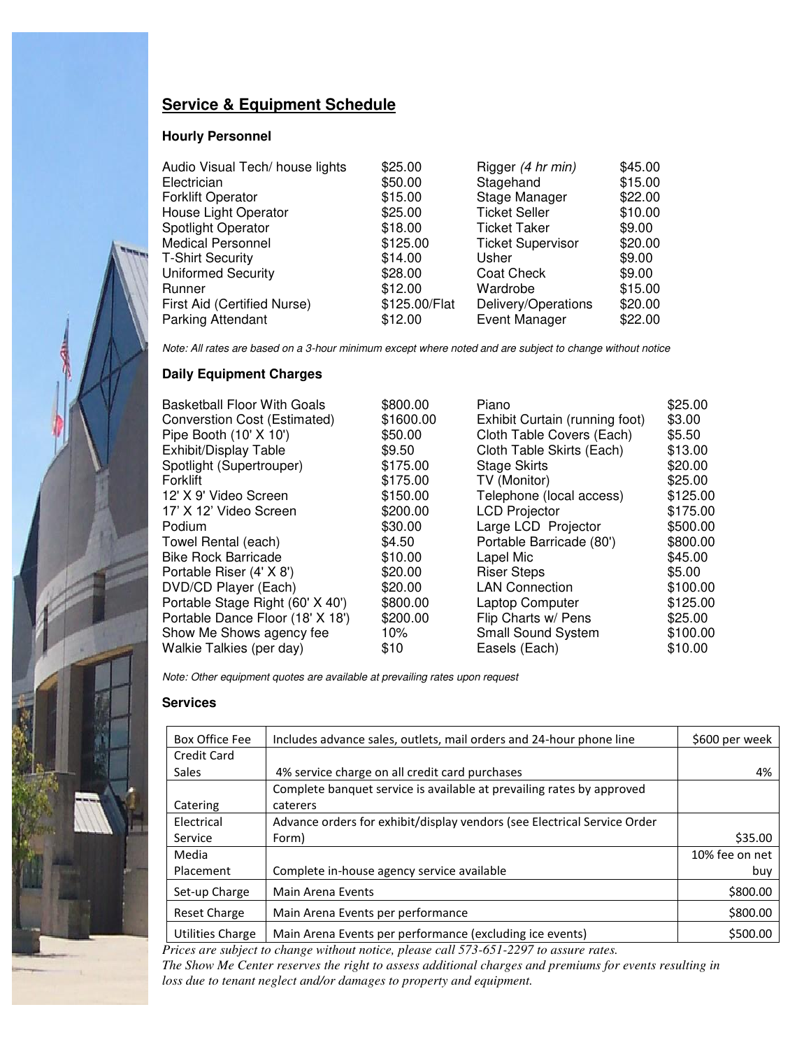## Service & Equipment Schedule

### Hourly Personnel

| | | | |
|---|---|---|---|
| Audio Visual Tech/ house lights | $25.00 | Rigger *(4 hr min)* | $45.00 |
| Electrician | $50.00 | Stagehand | $15.00 |
| Forklift Operator | $15.00 | Stage Manager | $22.00 |
| House Light Operator | $25.00 | Ticket Seller | $10.00 |
| Spotlight Operator | $18.00 | Ticket Taker | $9.00 |
| Medical Personnel | $125.00 | Ticket Supervisor | $20.00 |
| T-Shirt Security | $14.00 | Usher | $9.00 |
| Uniformed Security | $28.00 | Coat Check | $9.00 |
| Runner | $12.00 | Wardrobe | $15.00 |
| First Aid (Certified Nurse) | $125.00/Flat | Delivery/Operations | $20.00 |
| Parking Attendant | $12.00 | Event Manager | $22.00 |

*Note: All rates are based on a 3-hour minimum except where noted and are subject to change without notice*

### Daily Equipment Charges

| | | | |
|---|---|---|---|
| Basketball Floor With Goals | $800.00 | Piano | $25.00 |
| Converstion Cost (Estimated) | $1600.00 | Exhibit Curtain (running foot) | $3.00 |
| Pipe Booth (10' X 10') | $50.00 | Cloth Table Covers (Each) | $5.50 |
| Exhibit/Display Table | $9.50 | Cloth Table Skirts (Each) | $13.00 |
| Spotlight (Supertrouper) | $175.00 | Stage Skirts | $20.00 |
| Forklift | $175.00 | TV (Monitor) | $25.00 |
| 12' X 9' Video Screen | $150.00 | Telephone (local access) | $125.00 |
| 17' X 12' Video Screen | $200.00 | LCD Projector | $175.00 |
| Podium | $30.00 | Large LCD Projector | $500.00 |
| Towel Rental (each) | $4.50 | Portable Barricade (80') | $800.00 |
| Bike Rock Barricade | $10.00 | Lapel Mic | $45.00 |
| Portable Riser (4' X 8') | $20.00 | Riser Steps | $5.00 |
| DVD/CD Player (Each) | $20.00 | LAN Connection | $100.00 |
| Portable Stage Right (60' X 40') | $800.00 | Laptop Computer | $125.00 |
| Portable Dance Floor (18' X 18') | $200.00 | Flip Charts w/ Pens | $25.00 |
| Show Me Shows agency fee | 10% | Small Sound System | $100.00 |
| Walkie Talkies (per day) | $10 | Easels (Each) | $10.00 |

*Note: Other equipment quotes are available at prevailing rates upon request*

### Services

| | | |
|---|---|---|
| Box Office Fee | Includes advance sales, outlets, mail orders and 24-hour phone line | $600 per week |
| Credit Card Sales | 4% service charge on all credit card purchases | 4% |
| Catering | Complete banquet service is available at prevailing rates by approved caterers | |
| Electrical Service | Advance orders for exhibit/display vendors (see Electrical Service Order Form) | $35.00 |
| Media Placement | Complete in-house agency service available | 10% fee on net buy |
| Set-up Charge | Main Arena Events | $800.00 |
| Reset Charge | Main Arena Events per performance | $800.00 |
| Utilities Charge | Main Arena Events per performance (excluding ice events) | $500.00 |

*Prices are subject to change without notice, please call 573-651-2297 to assure rates.*
*The Show Me Center reserves the right to assess additional charges and premiums for events resulting in loss due to tenant neglect and/or damages to property and equipment.*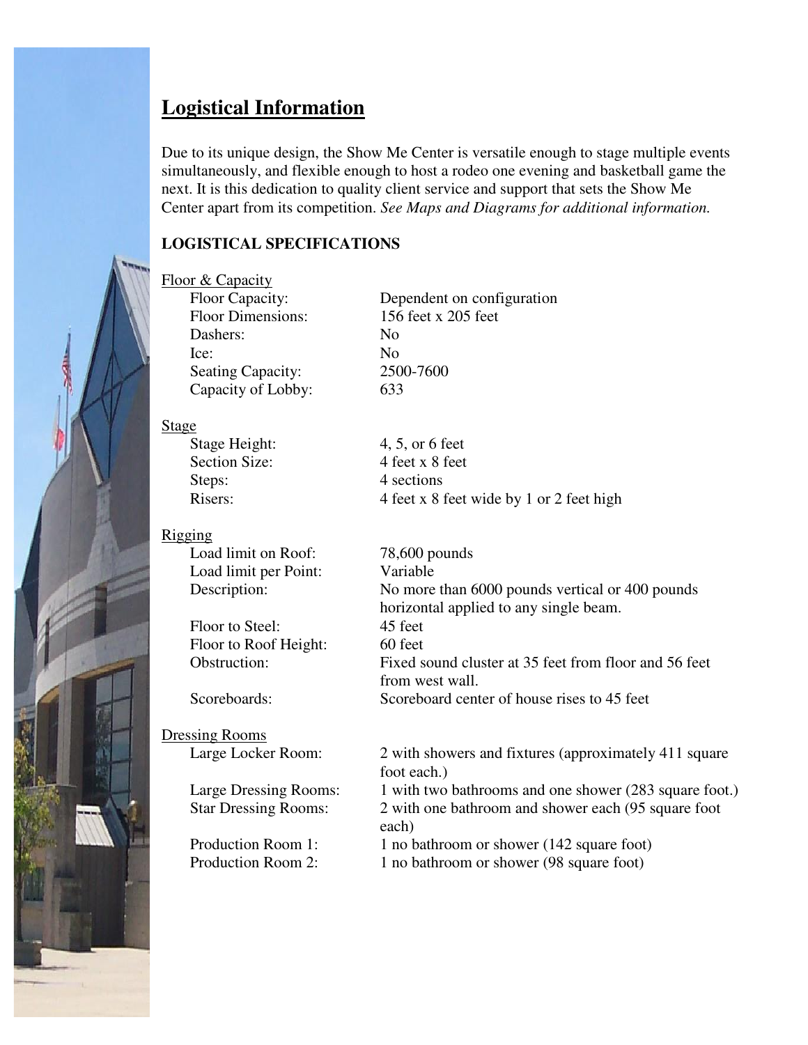# Logistical Information

Due to its unique design, the Show Me Center is versatile enough to stage multiple events simultaneously, and flexible enough to host a rodeo one evening and basketball game the next. It is this dedication to quality client service and support that sets the Show Me Center apart from its competition. *See Maps and Diagrams for additional information.*

## LOGISTICAL SPECIFICATIONS

### Floor & Capacity

| | |
|---|---|
| Floor Capacity: | Dependent on configuration |
| Floor Dimensions: | 156 feet x 205 feet |
| Dashers: | No |
| Ice: | No |
| Seating Capacity: | 2500-7600 |
| Capacity of Lobby: | 633 |

### Stage

| | |
|---|---|
| Stage Height: | 4, 5, or 6 feet |
| Section Size: | 4 feet x 8 feet |
| Steps: | 4 sections |
| Risers: | 4 feet x 8 feet wide by 1 or 2 feet high |

### Rigging

| | |
|---|---|
| Load limit on Roof: | 78,600 pounds |
| Load limit per Point: | Variable |
| Description: | No more than 6000 pounds vertical or 400 pounds horizontal applied to any single beam. |
| Floor to Steel: | 45 feet |
| Floor to Roof Height: | 60 feet |
| Obstruction: | Fixed sound cluster at 35 feet from floor and 56 feet from west wall. |
| Scoreboards: | Scoreboard center of house rises to 45 feet |

### Dressing Rooms

| | |
|---|---|
| Large Locker Room: | 2 with showers and fixtures (approximately 411 square foot each.) |
| Large Dressing Rooms: | 1 with two bathrooms and one shower (283 square foot.) |
| Star Dressing Rooms: | 2 with one bathroom and shower each (95 square foot each) |
| Production Room 1: | 1 no bathroom or shower (142 square foot) |
| Production Room 2: | 1 no bathroom or shower (98 square foot) |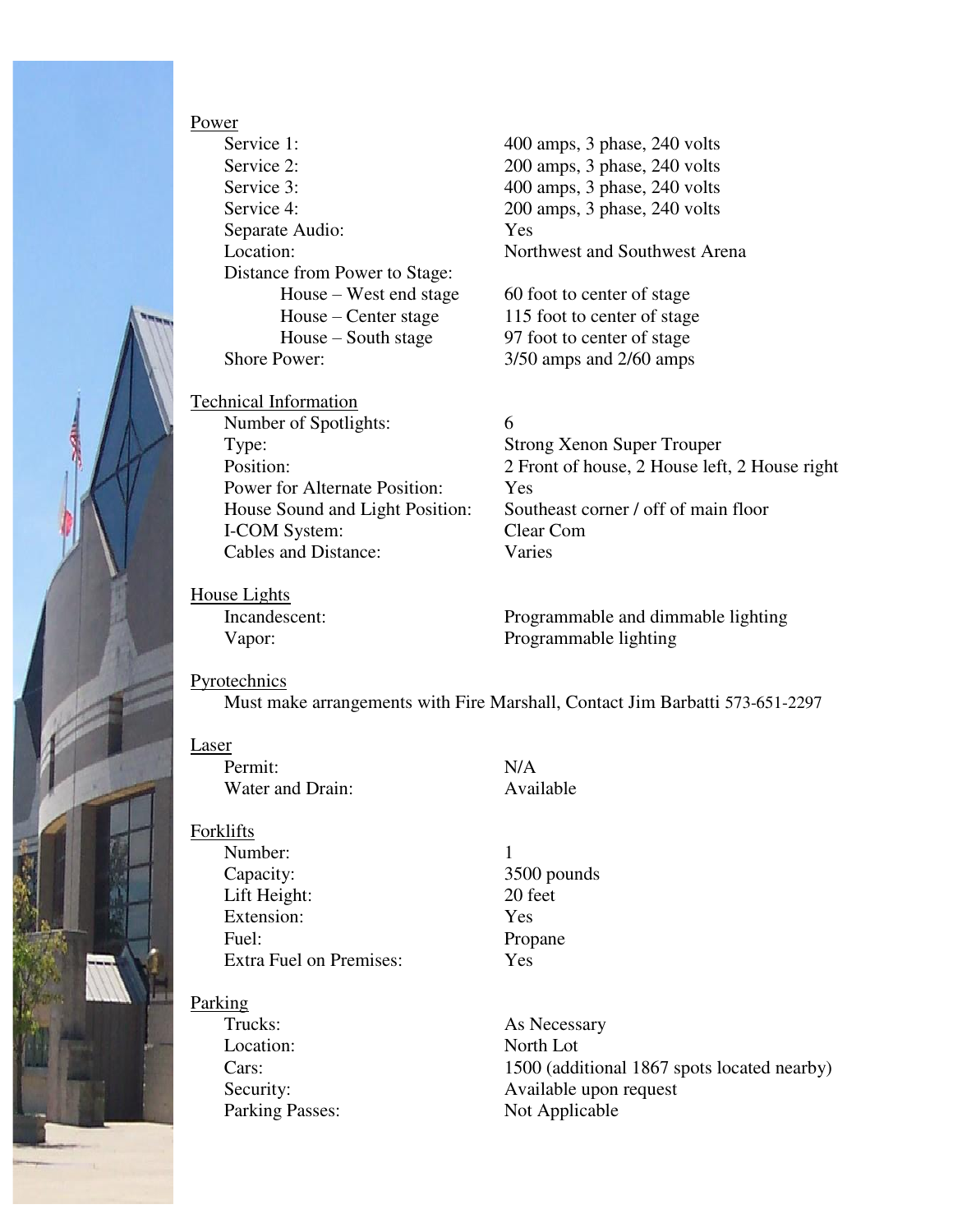## Power

| | |
|---|---|
| Service 1: | 400 amps, 3 phase, 240 volts |
| Service 2: | 200 amps, 3 phase, 240 volts |
| Service 3: | 400 amps, 3 phase, 240 volts |
| Service 4: | 200 amps, 3 phase, 240 volts |
| Separate Audio: | Yes |
| Location: | Northwest and Southwest Arena |
| Distance from Power to Stage: | |
| House – West end stage | 60 foot to center of stage |
| House – Center stage | 115 foot to center of stage |
| House – South stage | 97 foot to center of stage |
| Shore Power: | 3/50 amps and 2/60 amps |

## Technical Information

| | |
|---|---|
| Number of Spotlights: | 6 |
| Type: | Strong Xenon Super Trouper |
| Position: | 2 Front of house, 2 House left, 2 House right |
| Power for Alternate Position: | Yes |
| House Sound and Light Position: | Southeast corner / off of main floor |
| I-COM System: | Clear Com |
| Cables and Distance: | Varies |

## House Lights

| | |
|---|---|
| Incandescent: | Programmable and dimmable lighting |
| Vapor: | Programmable lighting |

## Pyrotechnics

Must make arrangements with Fire Marshall, Contact Jim Barbatti 573-651-2297

## Laser

| | |
|---|---|
| Permit: | N/A |
| Water and Drain: | Available |

## Forklifts

| | |
|---|---|
| Number: | 1 |
| Capacity: | 3500 pounds |
| Lift Height: | 20 feet |
| Extension: | Yes |
| Fuel: | Propane |
| Extra Fuel on Premises: | Yes |

## Parking

| | |
|---|---|
| Trucks: | As Necessary |
| Location: | North Lot |
| Cars: | 1500 (additional 1867 spots located nearby) |
| Security: | Available upon request |
| Parking Passes: | Not Applicable |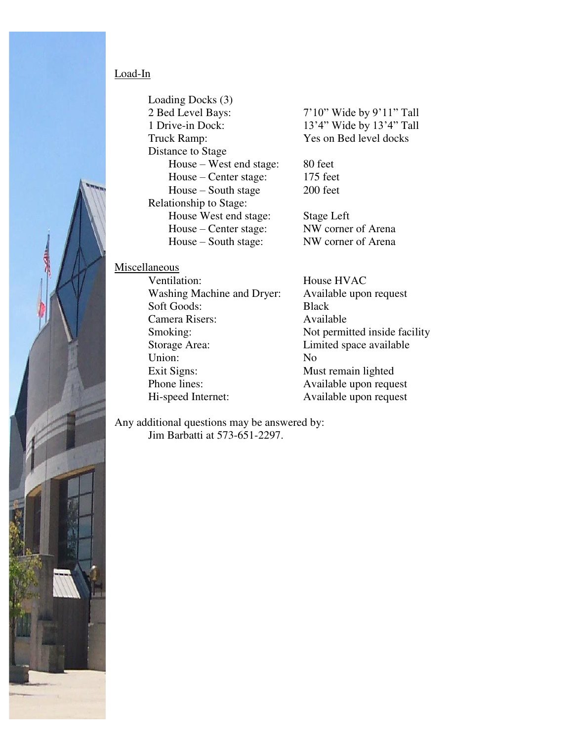## Load-In

| | |
|---|---|
| Loading Docks (3) | |
| 2 Bed Level Bays: | 7'10" Wide by 9'11" Tall |
| 1 Drive-in Dock: | 13'4" Wide by 13'4" Tall |
| Truck Ramp: | Yes on Bed level docks |
| Distance to Stage | |
| House – West end stage: | 80 feet |
| House – Center stage: | 175 feet |
| House – South stage | 200 feet |
| Relationship to Stage: | |
| House West end stage: | Stage Left |
| House – Center stage: | NW corner of Arena |
| House – South stage: | NW corner of Arena |

## Miscellaneous

| | |
|---|---|
| Ventilation: | House HVAC |
| Washing Machine and Dryer: | Available upon request |
| Soft Goods: | Black |
| Camera Risers: | Available |
| Smoking: | Not permitted inside facility |
| Storage Area: | Limited space available |
| Union: | No |
| Exit Signs: | Must remain lighted |
| Phone lines: | Available upon request |
| Hi-speed Internet: | Available upon request |

Any additional questions may be answered by:
Jim Barbatti at 573-651-2297.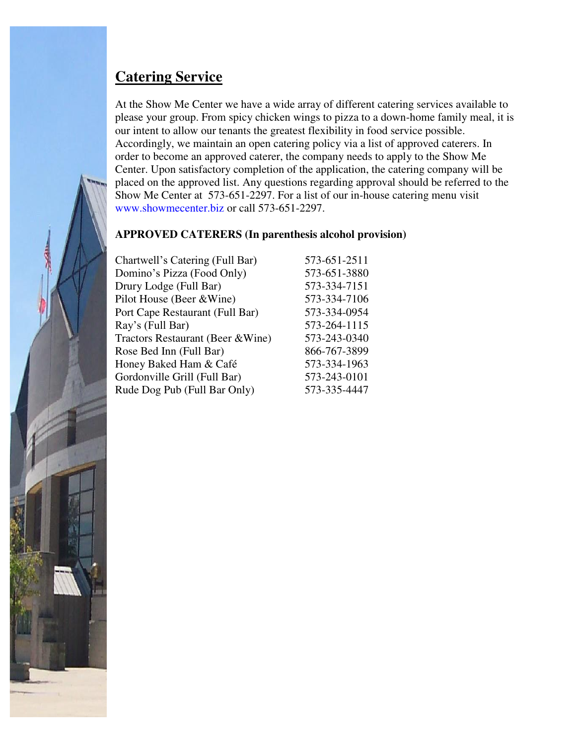## Catering Service

At the Show Me Center we have a wide array of different catering services available to please your group. From spicy chicken wings to pizza to a down-home family meal, it is our intent to allow our tenants the greatest flexibility in food service possible. Accordingly, we maintain an open catering policy via a list of approved caterers. In order to become an approved caterer, the company needs to apply to the Show Me Center. Upon satisfactory completion of the application, the catering company will be placed on the approved list. Any questions regarding approval should be referred to the Show Me Center at 573-651-2297. For a list of our in-house catering menu visit www.showmecenter.biz or call 573-651-2297.

**APPROVED CATERERS (In parenthesis alcohol provision)**

| | |
|---|---|
| Chartwell's Catering (Full Bar) | 573-651-2511 |
| Domino's Pizza (Food Only) | 573-651-3880 |
| Drury Lodge (Full Bar) | 573-334-7151 |
| Pilot House (Beer &Wine) | 573-334-7106 |
| Port Cape Restaurant (Full Bar) | 573-334-0954 |
| Ray's (Full Bar) | 573-264-1115 |
| Tractors Restaurant (Beer &Wine) | 573-243-0340 |
| Rose Bed Inn (Full Bar) | 866-767-3899 |
| Honey Baked Ham & Café | 573-334-1963 |
| Gordonville Grill (Full Bar) | 573-243-0101 |
| Rude Dog Pub (Full Bar Only) | 573-335-4447 |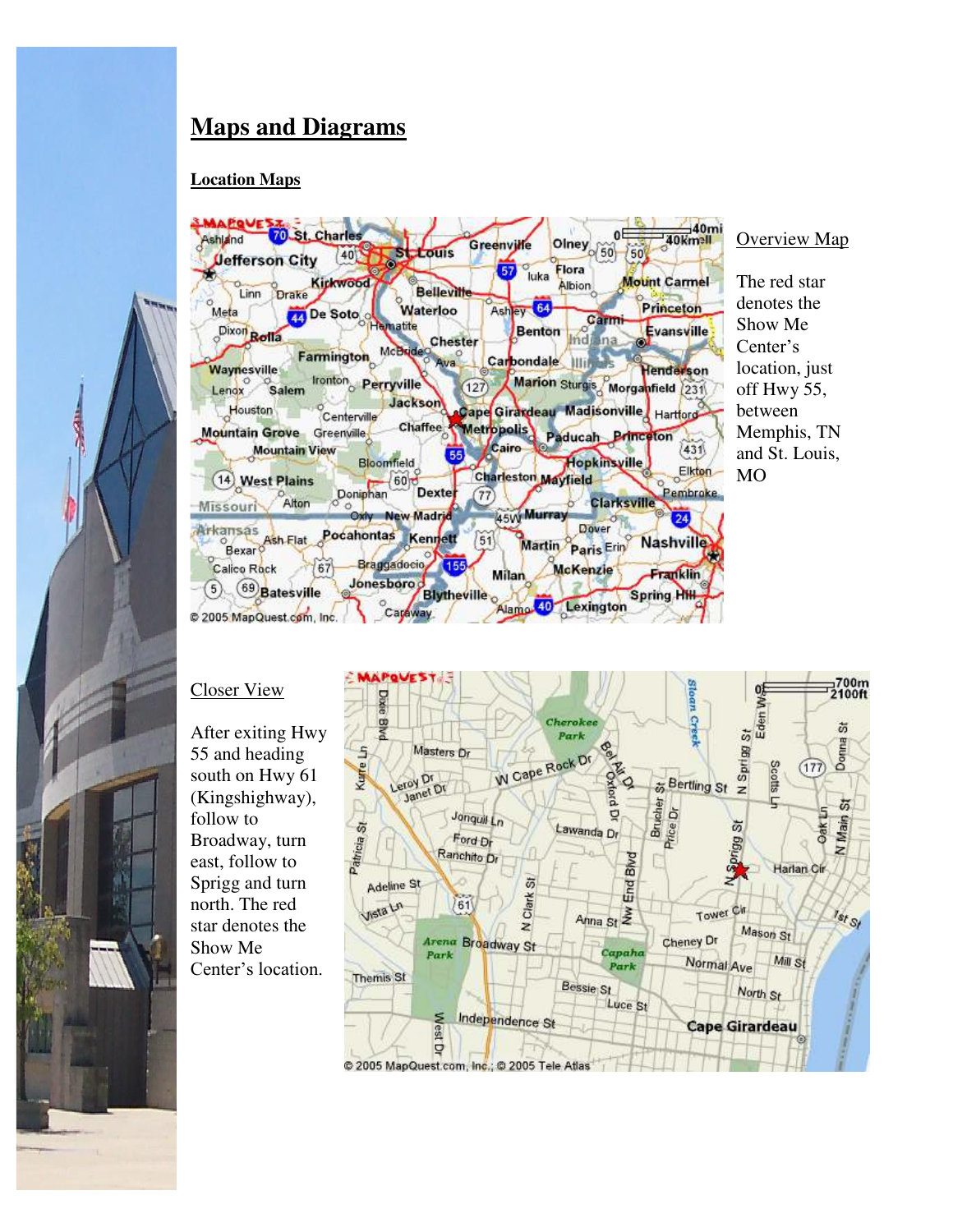# Maps and Diagrams

## Location Maps

Overview Map

The red star denotes the Show Me Center's location, just off Hwy 55, between Memphis, TN and St. Louis, MO

Closer View

After exiting Hwy 55 and heading south on Hwy 61 (Kingshighway), follow to Broadway, turn east, follow to Sprigg and turn north. The red star denotes the Show Me Center's location.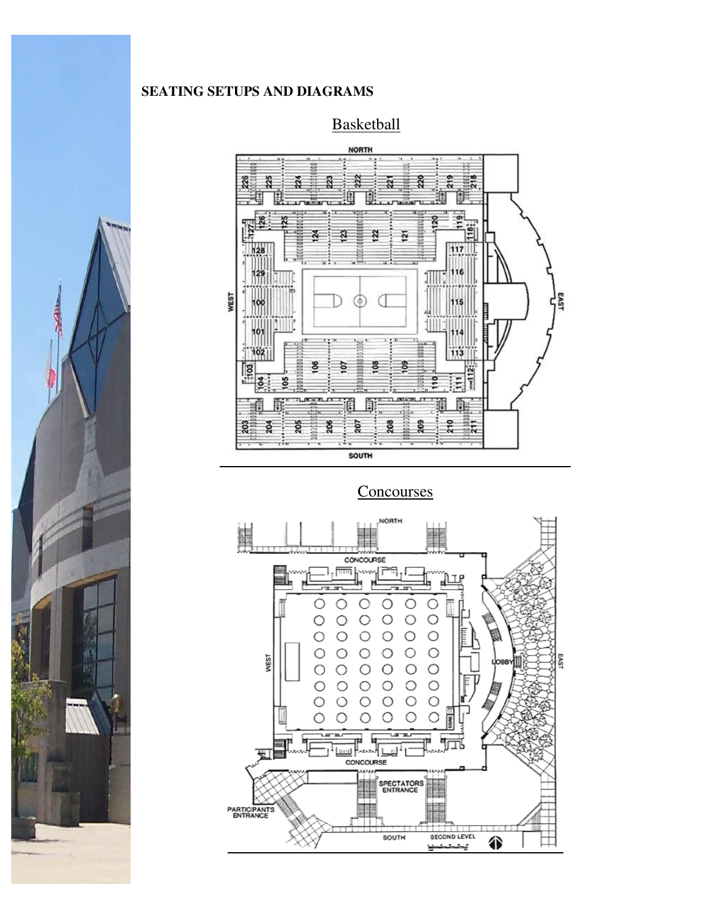**SEATING SETUPS AND DIAGRAMS**

Basketball

Concourses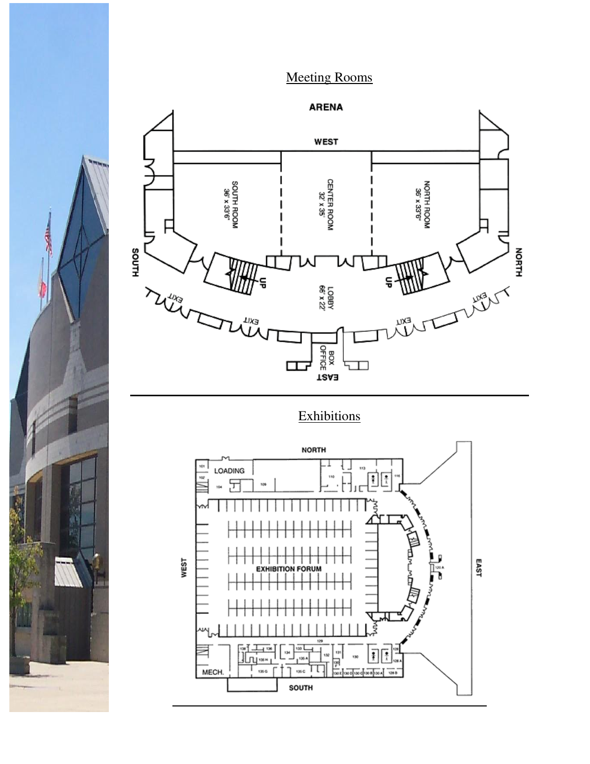## Meeting Rooms

ARENA

WEST

SOUTH ROOM 36' x 33'6"

CENTER ROOM 32' x 35'

NORTH ROOM 36' x 33'6"

SOUTH

NORTH

UP

UP

LOBBY 66' x 22'

EXIT

EXIT

EXIT

EXIT

BOX OFFICE

EAST

---

## Exhibitions

NORTH

LOADING

EXHIBITION FORUM

WEST

EAST

MECH.

SOUTH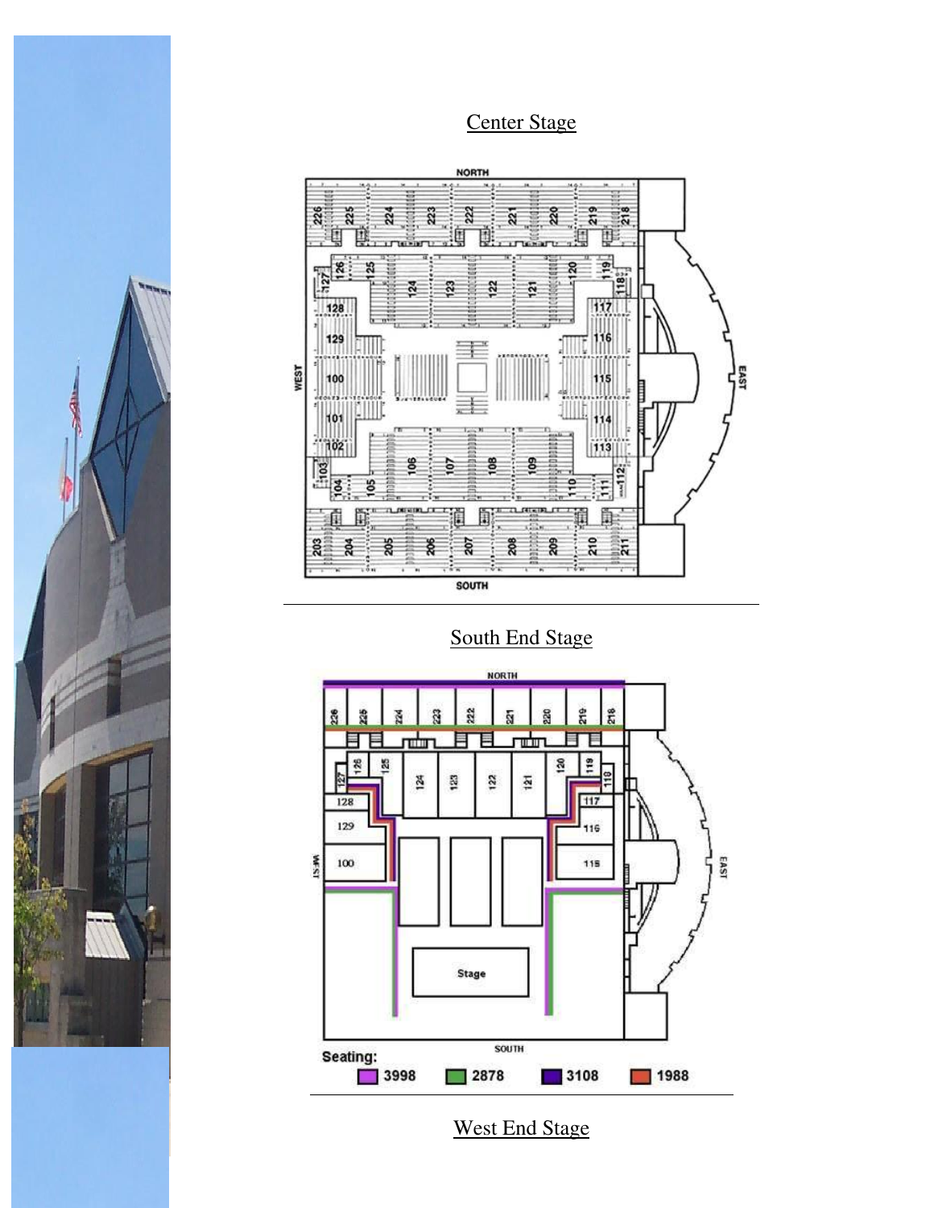Center Stage

South End Stage

Seating:

3998 2878 3108 1988

West End Stage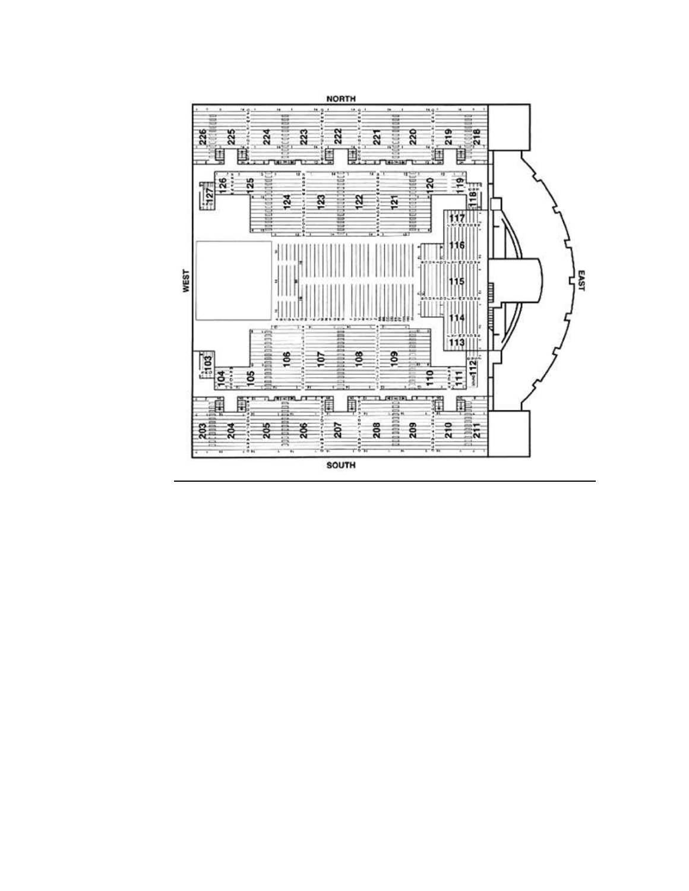NORTH

226 225 224 223 222 221 220 219 218

126 125 124 123 122 121 120 119

127 118

117

116

WEST

115

EAST

114

113

103 112

104 105 106 107 108 109 110 111

203 204 205 206 207 208 209 210 211

SOUTH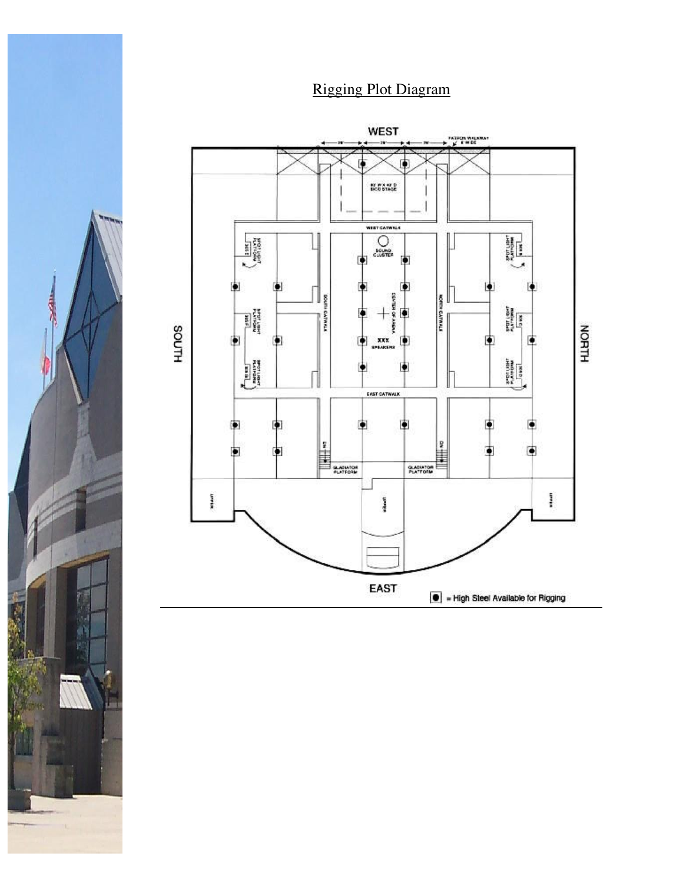# Rigging Plot Diagram

WEST

28' 28' 28'

PATRON WALKWAY 8' WIDE

60' W X 40' D SICO STAGE

WEST CATWALK

SOUND CLUSTER

SPOT LIGHT PLATFORM

SOUTH CATWALK

CENTER OF ARENA

NORTH CATWALK

SOUTH

NORTH

XXX SPEAKERS

EAST CATWALK

DN

GLADIATOR PLATFORM

GLADIATOR PLATFORM

UPPER

UPPER

UPPER

EAST

= High Steel Available for Rigging